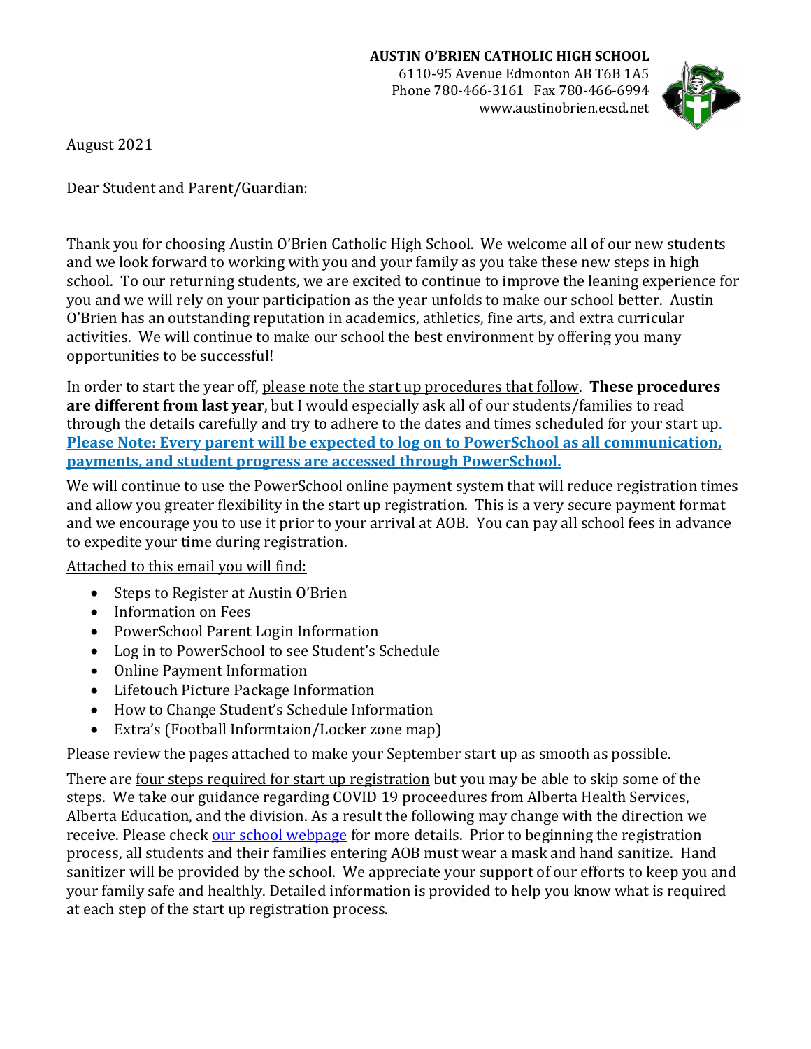**AUSTIN O'BRIEN CATHOLIC HIGH SCHOOL**
6110-95 Avenue Edmonton AB T6B 1A5
Phone 780-466-3161 Fax 780-466-6994
www.austinobrien.ecsd.net

August 2021

Dear Student and Parent/Guardian:

Thank you for choosing Austin O'Brien Catholic High School. We welcome all of our new students and we look forward to working with you and your family as you take these new steps in high school. To our returning students, we are excited to continue to improve the leaning experience for you and we will rely on your participation as the year unfolds to make our school better. Austin O'Brien has an outstanding reputation in academics, athletics, fine arts, and extra curricular activities. We will continue to make our school the best environment by offering you many opportunities to be successful!

In order to start the year off, please note the start up procedures that follow. **These procedures are different from last year**, but I would especially ask all of our students/families to read through the details carefully and try to adhere to the dates and times scheduled for your start up. **Please Note: Every parent will be expected to log on to PowerSchool as all communication, payments, and student progress are accessed through PowerSchool.**

We will continue to use the PowerSchool online payment system that will reduce registration times and allow you greater flexibility in the start up registration. This is a very secure payment format and we encourage you to use it prior to your arrival at AOB. You can pay all school fees in advance to expedite your time during registration.

Attached to this email you will find:

- Steps to Register at Austin O'Brien
- Information on Fees
- PowerSchool Parent Login Information
- Log in to PowerSchool to see Student's Schedule
- Online Payment Information
- Lifetouch Picture Package Information
- How to Change Student's Schedule Information
- Extra's (Football Informtaion/Locker zone map)

Please review the pages attached to make your September start up as smooth as possible.

There are four steps required for start up registration but you may be able to skip some of the steps. We take our guidance regarding COVID 19 proceedures from Alberta Health Services, Alberta Education, and the division. As a result the following may change with the direction we receive. Please check our school webpage for more details. Prior to beginning the registration process, all students and their families entering AOB must wear a mask and hand sanitize. Hand sanitizer will be provided by the school. We appreciate your support of our efforts to keep you and your family safe and healthly. Detailed information is provided to help you know what is required at each step of the start up registration process.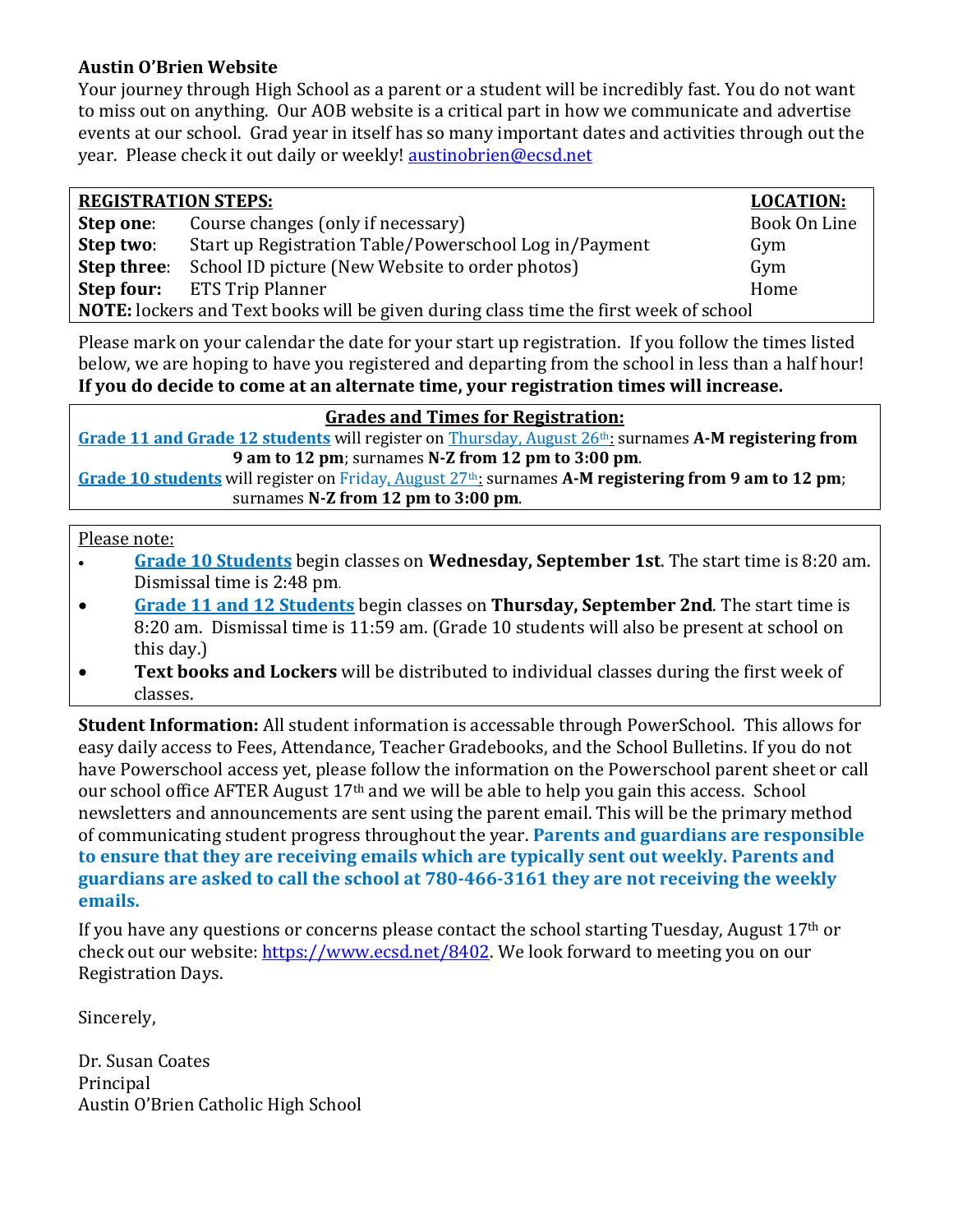**Austin O'Brien Website**

Your journey through High School as a parent or a student will be incredibly fast. You do not want to miss out on anything. Our AOB website is a critical part in how we communicate and advertise events at our school. Grad year in itself has so many important dates and activities through out the year. Please check it out daily or weekly! austinobrien@ecsd.net

| **REGISTRATION STEPS:** | | **LOCATION:** |
|---|---|---|
| **Step one**: | Course changes (only if necessary) | Book On Line |
| **Step two**: | Start up Registration Table/Powerschool Log in/Payment | Gym |
| **Step three**: | School ID picture (New Website to order photos) | Gym |
| **Step four:** | ETS Trip Planner | Home |
| **NOTE:** lockers and Text books will be given during class time the first week of school | | |

Please mark on your calendar the date for your start up registration. If you follow the times listed below, we are hoping to have you registered and departing from the school in less than a half hour! **If you do decide to come at an alternate time, your registration times will increase.**

**Grades and Times for Registration:**

**Grade 11 and Grade 12 students** will register on Thursday, August 26th: surnames **A-M registering from 9 am to 12 pm**; surnames **N-Z from 12 pm to 3:00 pm**.

**Grade 10 students** will register on Friday, August 27th: surnames **A-M registering from 9 am to 12 pm**; surnames **N-Z from 12 pm to 3:00 pm**.

Please note:

- **Grade 10 Students** begin classes on **Wednesday, September 1st**. The start time is 8:20 am. Dismissal time is 2:48 pm.
- **Grade 11 and 12 Students** begin classes on **Thursday, September 2nd**. The start time is 8:20 am. Dismissal time is 11:59 am. (Grade 10 students will also be present at school on this day.)
- **Text books and Lockers** will be distributed to individual classes during the first week of classes.

**Student Information:** All student information is accessable through PowerSchool. This allows for easy daily access to Fees, Attendance, Teacher Gradebooks, and the School Bulletins. If you do not have Powerschool access yet, please follow the information on the Powerschool parent sheet or call our school office AFTER August 17th and we will be able to help you gain this access. School newsletters and announcements are sent using the parent email. This will be the primary method of communicating student progress throughout the year. **Parents and guardians are responsible to ensure that they are receiving emails which are typically sent out weekly. Parents and guardians are asked to call the school at 780-466-3161 they are not receiving the weekly emails.**

If you have any questions or concerns please contact the school starting Tuesday, August 17th or check out our website: https://www.ecsd.net/8402. We look forward to meeting you on our Registration Days.

Sincerely,

Dr. Susan Coates
Principal
Austin O'Brien Catholic High School